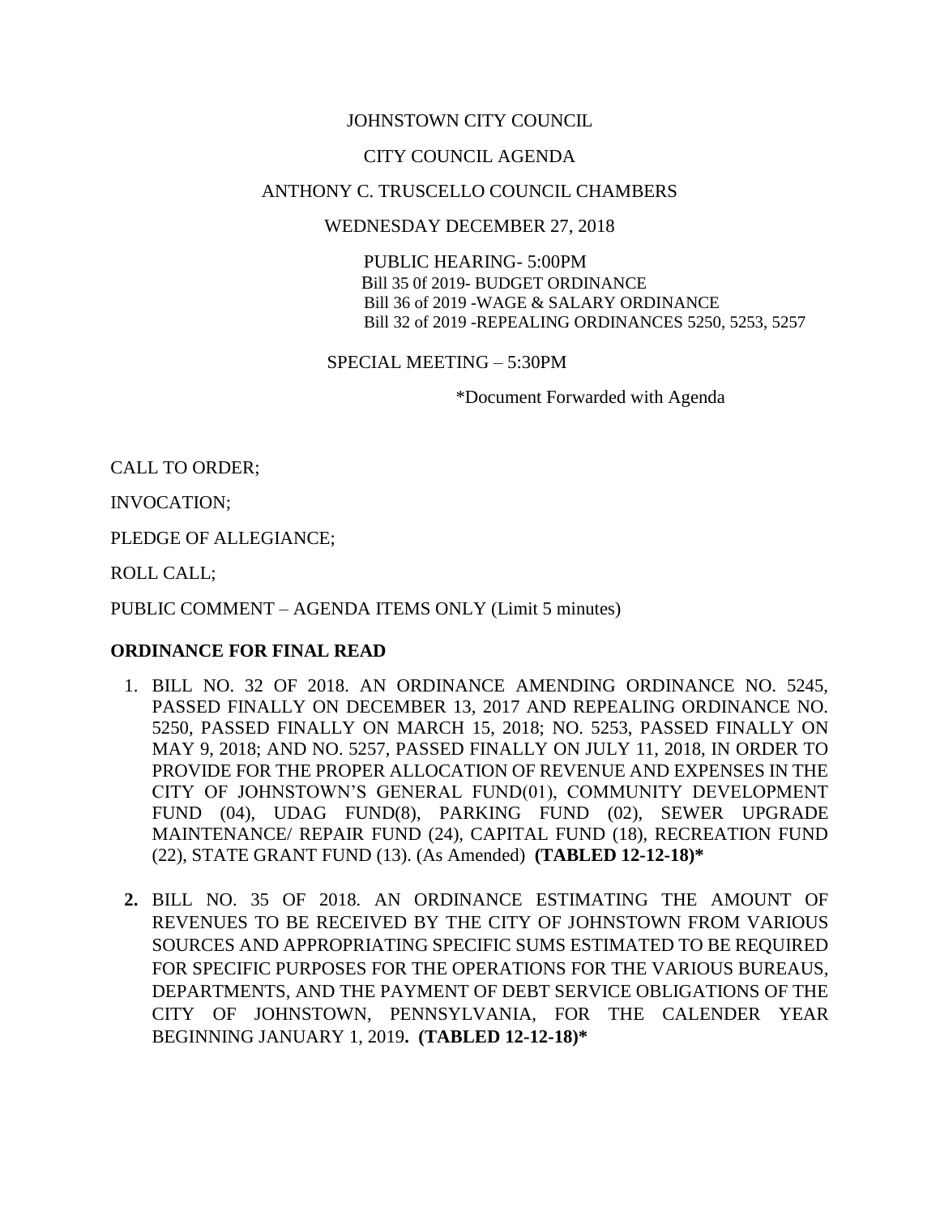JOHNSTOWN CITY COUNCIL

CITY COUNCIL AGENDA

ANTHONY C. TRUSCELLO COUNCIL CHAMBERS

WEDNESDAY DECEMBER 27, 2018

PUBLIC HEARING- 5:00PM
Bill 35 0f 2019- BUDGET ORDINANCE
Bill 36 of 2019 -WAGE & SALARY ORDINANCE
Bill 32 of 2019 -REPEALING ORDINANCES 5250, 5253, 5257

SPECIAL MEETING – 5:30PM

*Document Forwarded with Agenda

CALL TO ORDER;

INVOCATION;

PLEDGE OF ALLEGIANCE;

ROLL CALL;

PUBLIC COMMENT – AGENDA ITEMS ONLY (Limit 5 minutes)

**ORDINANCE FOR FINAL READ**

1. BILL NO. 32 OF 2018. AN ORDINANCE AMENDING ORDINANCE NO. 5245, PASSED FINALLY ON DECEMBER 13, 2017 AND REPEALING ORDINANCE NO. 5250, PASSED FINALLY ON MARCH 15, 2018; NO. 5253, PASSED FINALLY ON MAY 9, 2018; AND NO. 5257, PASSED FINALLY ON JULY 11, 2018, IN ORDER TO PROVIDE FOR THE PROPER ALLOCATION OF REVENUE AND EXPENSES IN THE CITY OF JOHNSTOWN'S GENERAL FUND(01), COMMUNITY DEVELOPMENT FUND (04), UDAG FUND(8), PARKING FUND (02), SEWER UPGRADE MAINTENANCE/ REPAIR FUND (24), CAPITAL FUND (18), RECREATION FUND (22), STATE GRANT FUND (13). (As Amended) **(TABLED 12-12-18)***

2. BILL NO. 35 OF 2018. AN ORDINANCE ESTIMATING THE AMOUNT OF REVENUES TO BE RECEIVED BY THE CITY OF JOHNSTOWN FROM VARIOUS SOURCES AND APPROPRIATING SPECIFIC SUMS ESTIMATED TO BE REQUIRED FOR SPECIFIC PURPOSES FOR THE OPERATIONS FOR THE VARIOUS BUREAUS, DEPARTMENTS, AND THE PAYMENT OF DEBT SERVICE OBLIGATIONS OF THE CITY OF JOHNSTOWN, PENNSYLVANIA, FOR THE CALENDER YEAR BEGINNING JANUARY 1, 2019**. (TABLED 12-12-18)***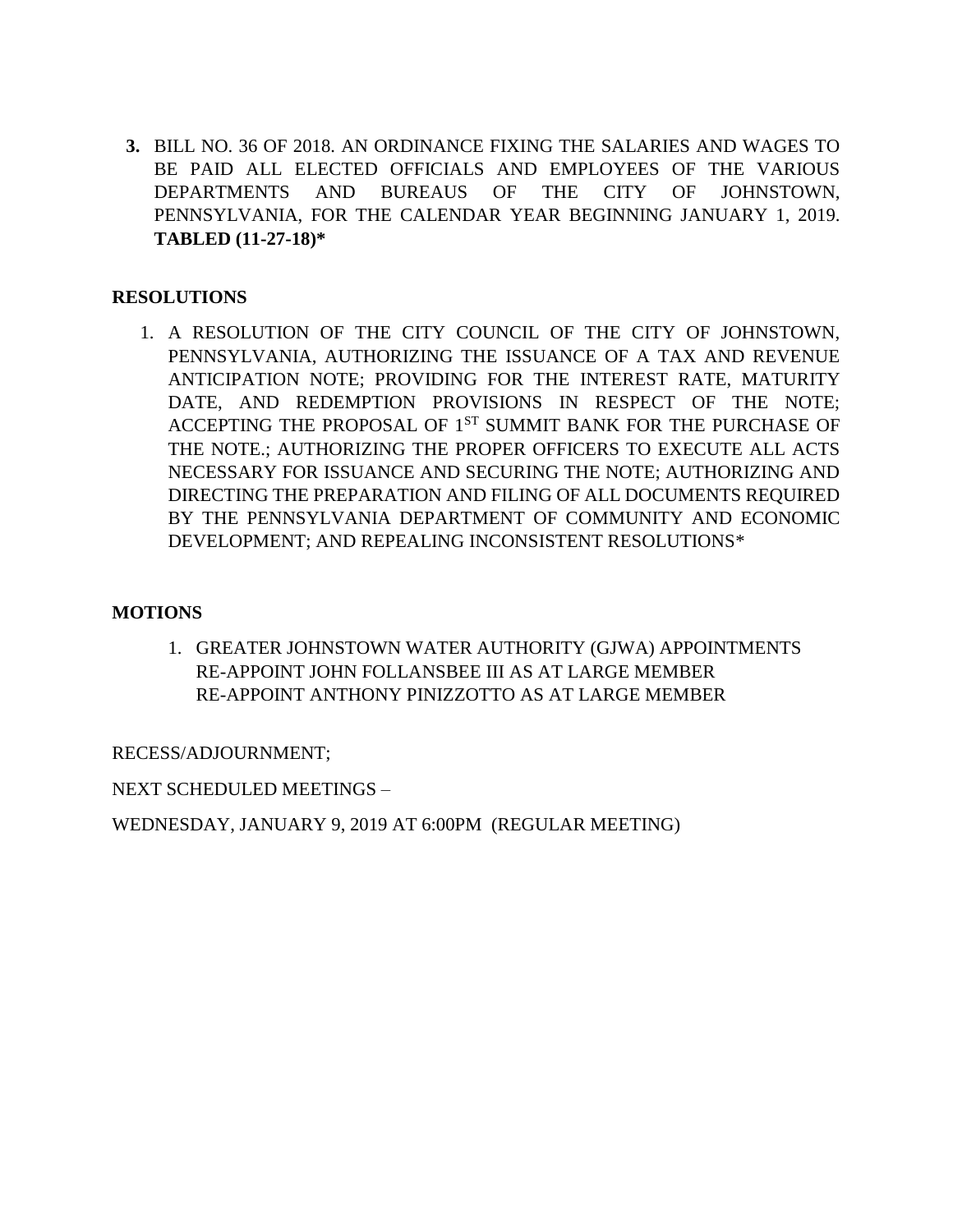3. BILL NO. 36 OF 2018. AN ORDINANCE FIXING THE SALARIES AND WAGES TO BE PAID ALL ELECTED OFFICIALS AND EMPLOYEES OF THE VARIOUS DEPARTMENTS AND BUREAUS OF THE CITY OF JOHNSTOWN, PENNSYLVANIA, FOR THE CALENDAR YEAR BEGINNING JANUARY 1, 2019. **TABLED (11-27-18)***

**RESOLUTIONS**

1. A RESOLUTION OF THE CITY COUNCIL OF THE CITY OF JOHNSTOWN, PENNSYLVANIA, AUTHORIZING THE ISSUANCE OF A TAX AND REVENUE ANTICIPATION NOTE; PROVIDING FOR THE INTEREST RATE, MATURITY DATE, AND REDEMPTION PROVISIONS IN RESPECT OF THE NOTE; ACCEPTING THE PROPOSAL OF 1ST SUMMIT BANK FOR THE PURCHASE OF THE NOTE.; AUTHORIZING THE PROPER OFFICERS TO EXECUTE ALL ACTS NECESSARY FOR ISSUANCE AND SECURING THE NOTE; AUTHORIZING AND DIRECTING THE PREPARATION AND FILING OF ALL DOCUMENTS REQUIRED BY THE PENNSYLVANIA DEPARTMENT OF COMMUNITY AND ECONOMIC DEVELOPMENT; AND REPEALING INCONSISTENT RESOLUTIONS*

**MOTIONS**

1. GREATER JOHNSTOWN WATER AUTHORITY (GJWA) APPOINTMENTS
   RE-APPOINT JOHN FOLLANSBEE III AS AT LARGE MEMBER
   RE-APPOINT ANTHONY PINIZZOTTO AS AT LARGE MEMBER

RECESS/ADJOURNMENT;

NEXT SCHEDULED MEETINGS –

WEDNESDAY, JANUARY 9, 2019 AT 6:00PM (REGULAR MEETING)